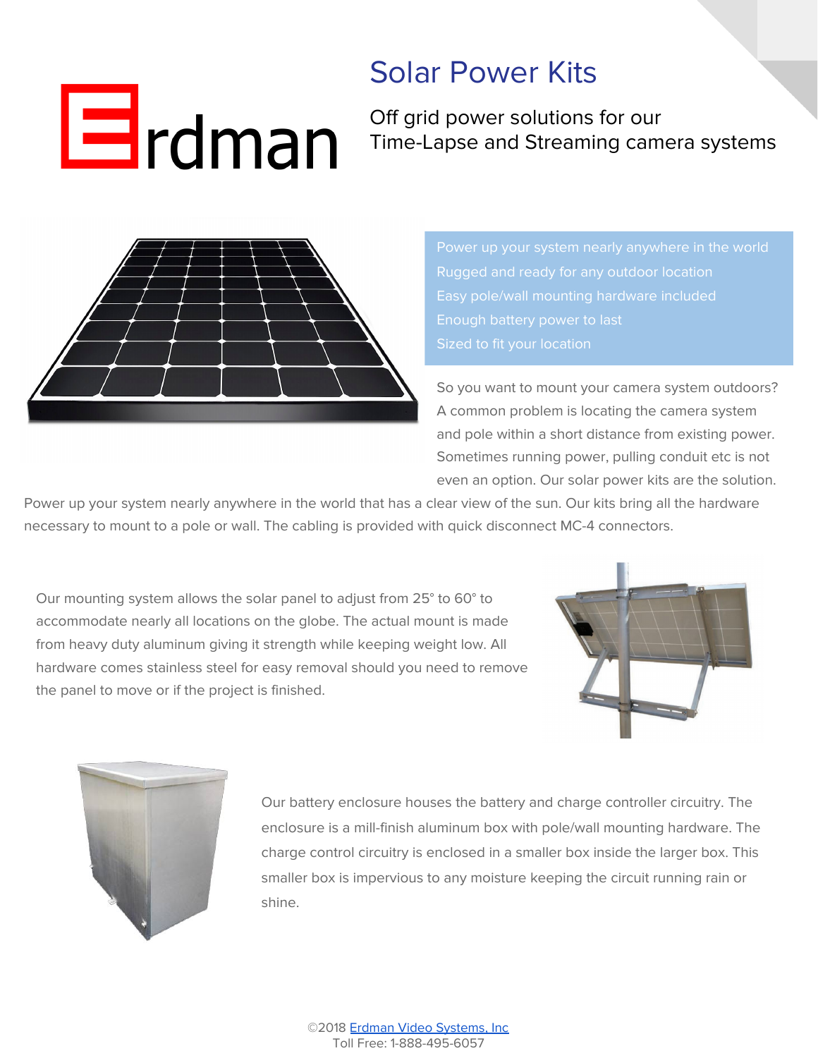# Solar Power Kits

Erdman

Off grid power solutions for our Time-Lapse and Streaming camera systems

- Power up your system nearly anywhere in the world
- Rugged and ready for any outdoor location
- Easy pole/wall mounting hardware included
- Enough battery power to last
- Sized to fit your location

So you want to mount your camera system outdoors? A common problem is locating the camera system and pole within a short distance from existing power. Sometimes running power, pulling conduit etc is not even an option. Our solar power kits are the solution. Power up your system nearly anywhere in the world that has a clear view of the sun. Our kits bring all the hardware necessary to mount to a pole or wall. The cabling is provided with quick disconnect MC-4 connectors.

Our mounting system allows the solar panel to adjust from 25° to 60° to accommodate nearly all locations on the globe. The actual mount is made from heavy duty aluminum giving it strength while keeping weight low. All hardware comes stainless steel for easy removal should you need to remove the panel to move or if the project is finished.

Our battery enclosure houses the battery and charge controller circuitry. The enclosure is a mill-finish aluminum box with pole/wall mounting hardware. The charge control circuitry is enclosed in a smaller box inside the larger box. This smaller box is impervious to any moisture keeping the circuit running rain or shine.

©2018 Erdman Video Systems, Inc
Toll Free: 1-888-495-6057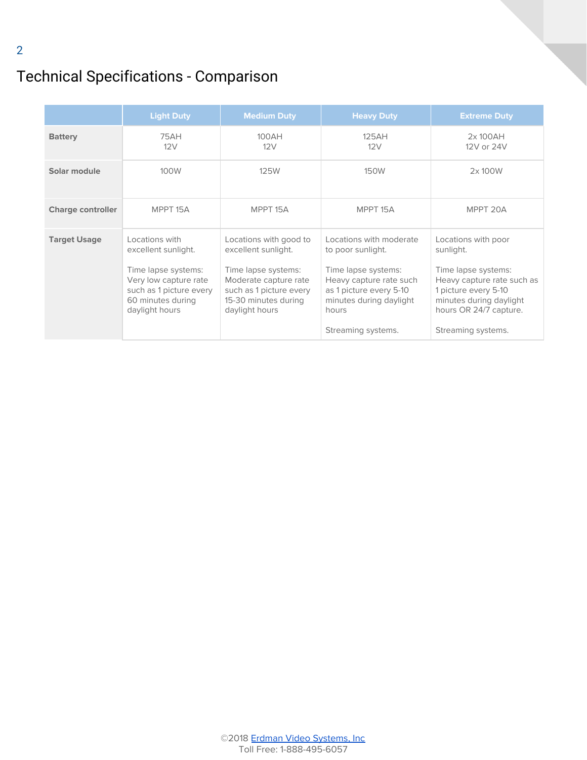## Technical Specifications - Comparison

| | Light Duty | Medium Duty | Heavy Duty | Extreme Duty |
|---|---|---|---|---|
| **Battery** | 75AH<br>12V | 100AH<br>12V | 125AH<br>12V | 2x 100AH<br>12V or 24V |
| **Solar module** | 100W | 125W | 150W | 2x 100W |
| **Charge controller** | MPPT 15A | MPPT 15A | MPPT 15A | MPPT 20A |
| **Target Usage** | Locations with excellent sunlight.<br><br>Time lapse systems: Very low capture rate such as 1 picture every 60 minutes during daylight hours | Locations with good to excellent sunlight.<br><br>Time lapse systems: Moderate capture rate such as 1 picture every 15-30 minutes during daylight hours | Locations with moderate to poor sunlight.<br><br>Time lapse systems: Heavy capture rate such as 1 picture every 5-10 minutes during daylight hours<br><br>Streaming systems. | Locations with poor sunlight.<br><br>Time lapse systems: Heavy capture rate such as 1 picture every 5-10 minutes during daylight hours OR 24/7 capture.<br><br>Streaming systems. |

©2018 Erdman Video Systems, Inc
Toll Free: 1-888-495-6057